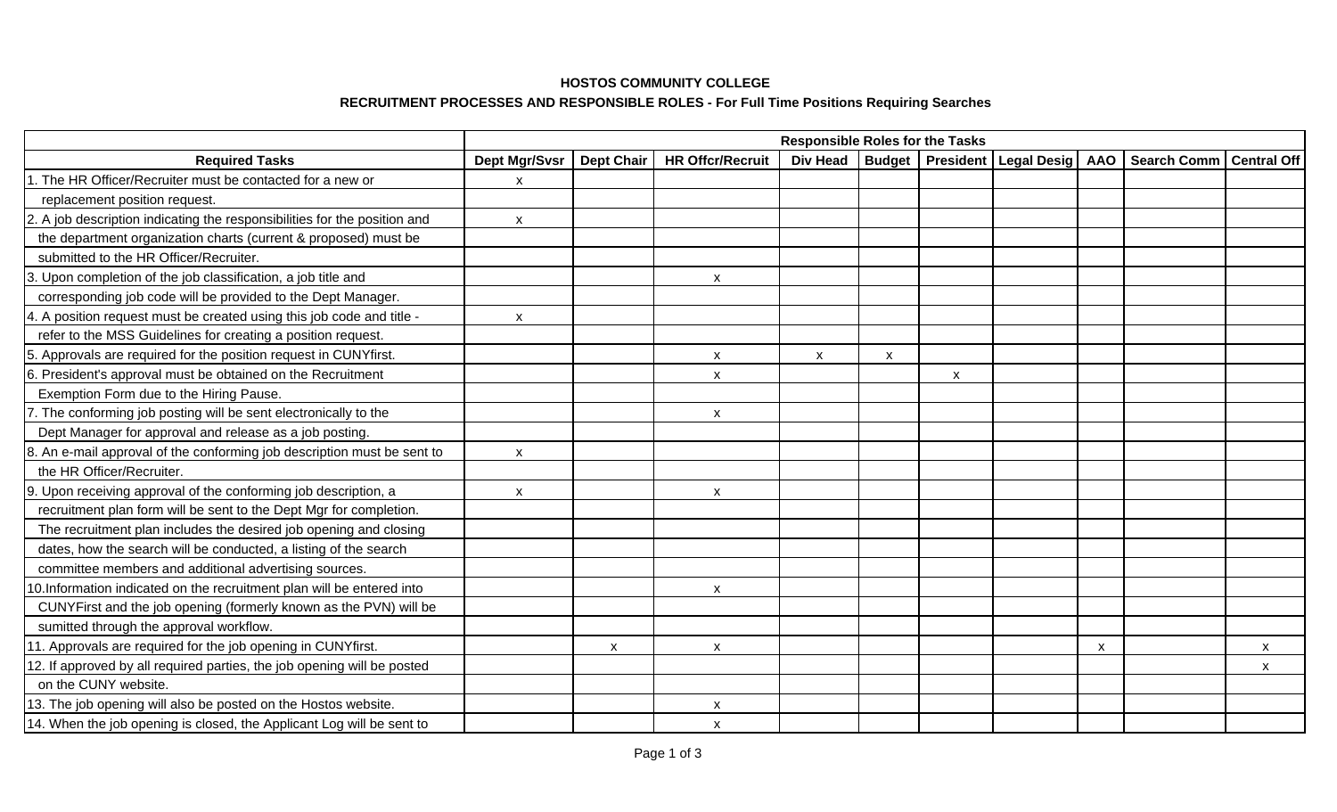**HOSTOS COMMUNITY COLLEGE**

**RECRUITMENT PROCESSES AND RESPONSIBLE ROLES - For Full Time Positions Requiring Searches**

| | Responsible Roles for the Tasks | | | | | | | | | |
|---|---|---|---|---|---|---|---|---|---|---|
| **Required Tasks** | **Dept Mgr/Svsr** | **Dept Chair** | **HR Offcr/Recruit** | **Div Head** | **Budget** | **President** | **Legal Desig** | **AAO** | **Search Comm** | **Central Off** |
| 1. The HR Officer/Recruiter must be contacted for a new or replacement position request. | x | | | | | | | | | |
| 2. A job description indicating the responsibilities for the position and the department organization charts (current & proposed) must be submitted to the HR Officer/Recruiter. | x | | | | | | | | | |
| 3. Upon completion of the job classification, a job title and corresponding job code will be provided to the Dept Manager. | | | x | | | | | | | |
| 4. A position request must be created using this job code and title - refer to the MSS Guidelines for creating a position request. | x | | | | | | | | | |
| 5. Approvals are required for the position request in CUNYfirst. | | | x | x | x | | | | | |
| 6. President's approval must be obtained on the Recruitment Exemption Form due to the Hiring Pause. | | | x | | | x | | | | |
| 7. The conforming job posting will be sent electronically to the Dept Manager for approval and release as a job posting. | | | x | | | | | | | |
| 8. An e-mail approval of the conforming job description must be sent to the HR Officer/Recruiter. | x | | | | | | | | | |
| 9. Upon receiving approval of the conforming job description, a recruitment plan form will be sent to the Dept Mgr for completion. The recruitment plan includes the desired job opening and closing dates, how the search will be conducted, a listing of the search committee members and additional advertising sources. | x | | x | | | | | | | |
| 10.Information indicated on the recruitment plan will be entered into CUNYFirst and the job opening (formerly known as the PVN) will be sumitted through the approval workflow. | | | x | | | | | | | |
| 11. Approvals are required for the job opening in CUNYfirst. | | x | x | | | | | x | | x |
| 12. If approved by all required parties, the job opening will be posted on the CUNY website. | | | | | | | | | | x |
| 13. The job opening will also be posted on the Hostos website. | | | x | | | | | | | |
| 14. When the job opening is closed, the Applicant Log will be sent to | | | x | | | | | | | |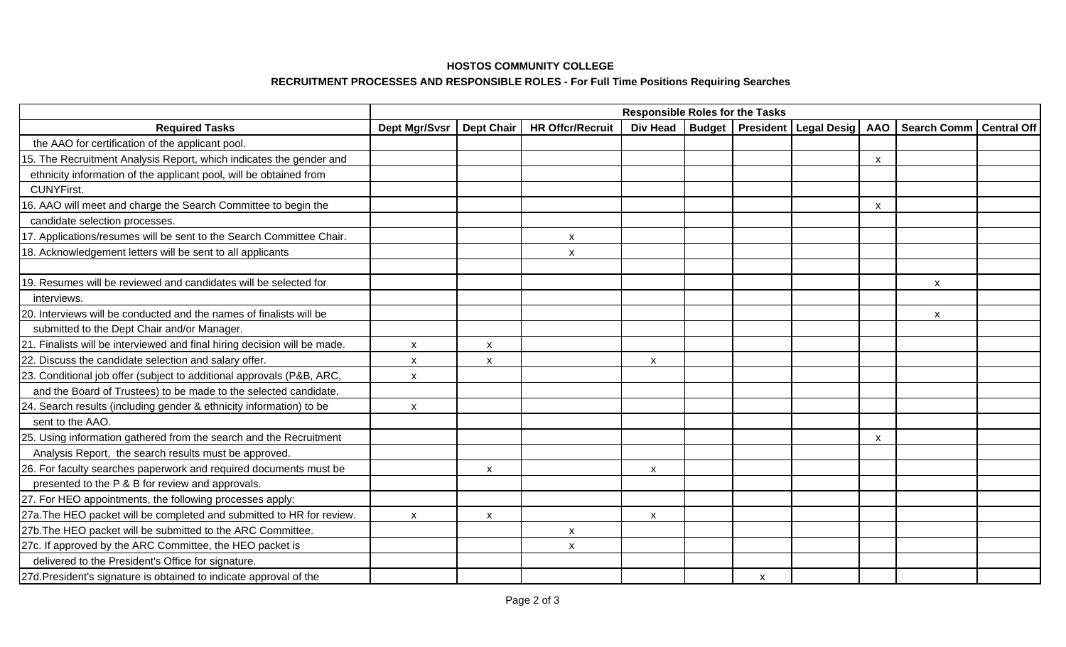**HOSTOS COMMUNITY COLLEGE**

**RECRUITMENT PROCESSES AND RESPONSIBLE ROLES - For Full Time Positions Requiring Searches**

| | Responsible Roles for the Tasks | | | | | | | | | |
|---|---|---|---|---|---|---|---|---|---|---|
| **Required Tasks** | **Dept Mgr/Svsr** | **Dept Chair** | **HR Offcr/Recruit** | **Div Head** | **Budget** | **President** | **Legal Desig** | **AAO** | **Search Comm** | **Central Off** |
| the AAO for certification of the applicant pool. | | | | | | | | | | |
| 15. The Recruitment Analysis Report, which indicates the gender and | | | | | | | | x | | |
| ethnicity information of the applicant pool, will be obtained from | | | | | | | | | | |
| CUNYFirst. | | | | | | | | | | |
| 16. AAO will meet and charge the Search Committee to begin the | | | | | | | | x | | |
| candidate selection processes. | | | | | | | | | | |
| 17. Applications/resumes will be sent to the Search Committee Chair. | | | x | | | | | | | |
| 18. Acknowledgement letters will be sent to all applicants | | | x | | | | | | | |
| | | | | | | | | | | |
| 19. Resumes will be reviewed and candidates will be selected for | | | | | | | | | x | |
| interviews. | | | | | | | | | | |
| 20. Interviews will be conducted and the names of finalists will be | | | | | | | | | x | |
| submitted to the Dept Chair and/or Manager. | | | | | | | | | | |
| 21. Finalists will be interviewed and final hiring decision will be made. | x | x | | | | | | | | |
| 22. Discuss the candidate selection and salary offer. | x | x | | x | | | | | | |
| 23. Conditional job offer (subject to additional approvals (P&B, ARC, | x | | | | | | | | | |
| and the Board of Trustees) to be made to the selected candidate. | | | | | | | | | | |
| 24. Search results (including gender & ethnicity information) to be | x | | | | | | | | | |
| sent to the AAO. | | | | | | | | | | |
| 25. Using information gathered from the search and the Recruitment | | | | | | | | x | | |
| Analysis Report, the search results must be approved. | | | | | | | | | | |
| 26. For faculty searches paperwork and required documents must be | | x | | x | | | | | | |
| presented to the P & B for review and approvals. | | | | | | | | | | |
| 27. For HEO appointments, the following processes apply: | | | | | | | | | | |
| 27a.The HEO packet will be completed and submitted to HR for review. | x | x | | x | | | | | | |
| 27b.The HEO packet will be submitted to the ARC Committee. | | | x | | | | | | | |
| 27c. If approved by the ARC Committee, the HEO packet is | | | x | | | | | | | |
| delivered to the President's Office for signature. | | | | | | | | | | |
| 27d.President's signature is obtained to indicate approval of the | | | | | | x | | | | |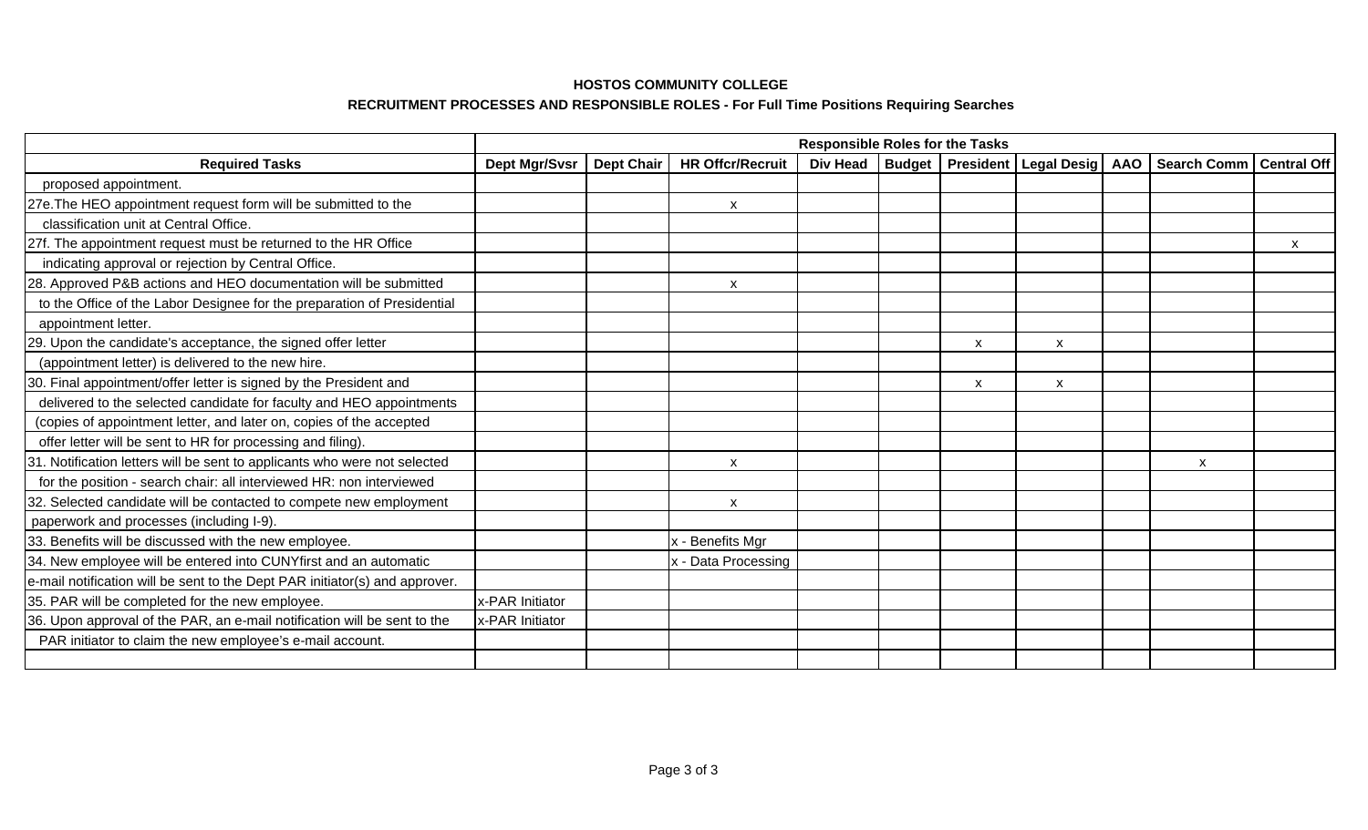**HOSTOS COMMUNITY COLLEGE**

**RECRUITMENT PROCESSES AND RESPONSIBLE ROLES - For Full Time Positions Requiring Searches**

| | Responsible Roles for the Tasks | | | | | | | | | |
|---|---|---|---|---|---|---|---|---|---|---|
| **Required Tasks** | **Dept Mgr/Svsr** | **Dept Chair** | **HR Offcr/Recruit** | **Div Head** | **Budget** | **President** | **Legal Desig** | **AAO** | **Search Comm** | **Central Off** |
| proposed appointment. | | | | | | | | | | |
| 27e.The HEO appointment request form will be submitted to the | | | x | | | | | | | |
| classification unit at Central Office. | | | | | | | | | | |
| 27f. The appointment request must be returned to the HR Office | | | | | | | | | | x |
| indicating approval or rejection by Central Office. | | | | | | | | | | |
| 28. Approved P&B actions and HEO documentation will be submitted | | | x | | | | | | | |
| to the Office of the Labor Designee for the preparation of Presidential | | | | | | | | | | |
| appointment letter. | | | | | | | | | | |
| 29. Upon the candidate's acceptance, the signed offer letter | | | | | | x | x | | | |
| (appointment letter) is delivered to the new hire. | | | | | | | | | | |
| 30. Final appointment/offer letter is signed by the President and | | | | | | x | x | | | |
| delivered to the selected candidate for faculty and HEO appointments | | | | | | | | | | |
| (copies of appointment letter, and later on, copies of the accepted | | | | | | | | | | |
| offer letter will be sent to HR for processing and filing). | | | | | | | | | | |
| 31. Notification letters will be sent to applicants who were not selected | | | x | | | | | | x | |
| for the position - search chair: all interviewed HR: non interviewed | | | | | | | | | | |
| 32. Selected candidate will be contacted to compete new employment | | | x | | | | | | | |
| paperwork and processes (including I-9). | | | | | | | | | | |
| 33. Benefits will be discussed with the new employee. | | | x - Benefits Mgr | | | | | | | |
| 34. New employee will be entered into CUNYfirst and an automatic | | | x - Data Processing | | | | | | | |
| e-mail notification will be sent to the Dept PAR initiator(s) and approver. | | | | | | | | | | |
| 35. PAR will be completed for the new employee. | x-PAR Initiator | | | | | | | | | |
| 36. Upon approval of the PAR, an e-mail notification will be sent to the | x-PAR Initiator | | | | | | | | | |
| PAR initiator to claim the new employee's e-mail account. | | | | | | | | | | |
| | | | | | | | | | | |